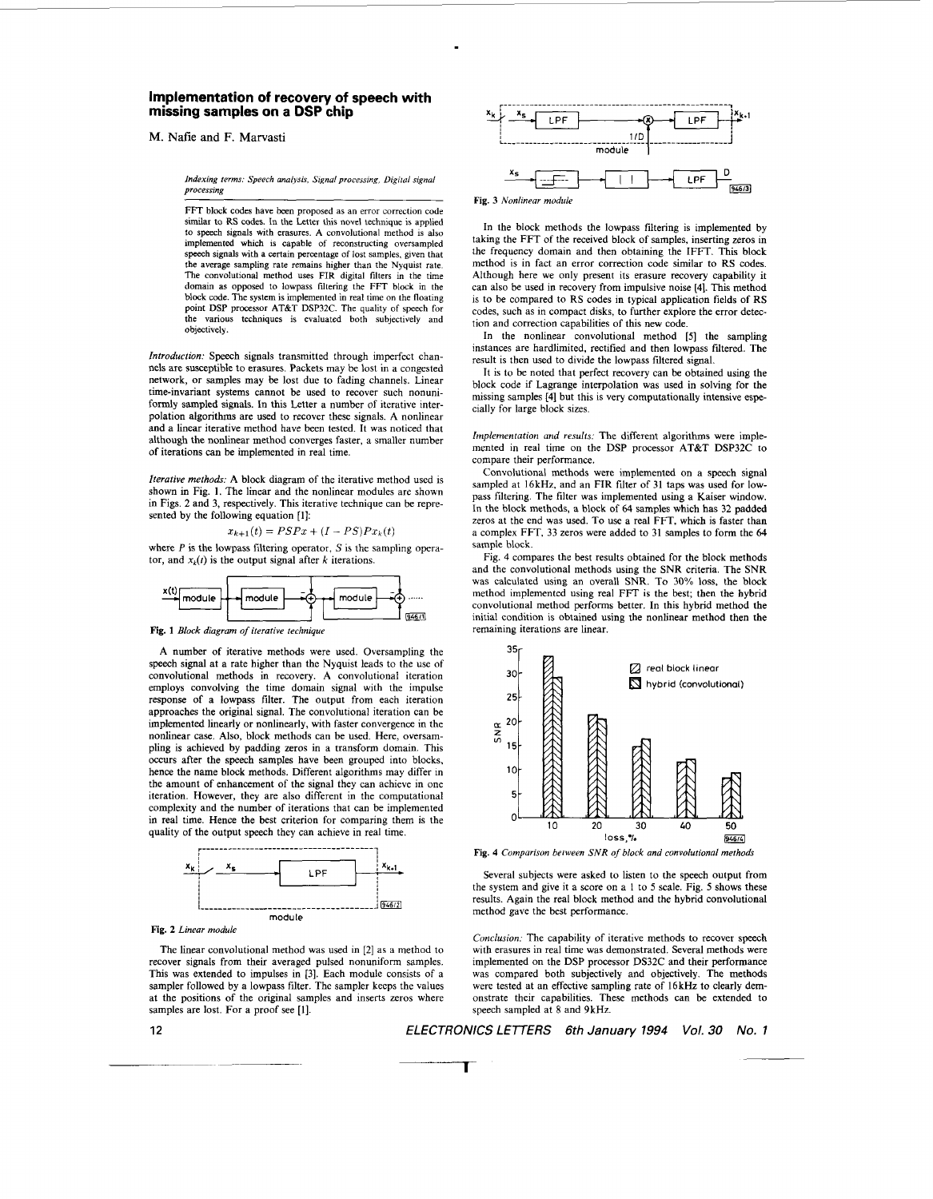# Implementation of recovery of speech with missing samples on a DSP chip

M. Nafie and F. Marvasti

*Indexing terms: Speech analysis, Signal processing, Digital signal processing*

FFT block codes have been proposed as an error correction code similar to RS codes. In the Letter this novel technique is applied to speech signals with erasures. A convolutional method is also implemented which is capable of reconstructing oversampled speech signals with a certain percentage of lost samples, given that the average sampling rate remains higher than the Nyquist rate. The convolutional method uses FIR digital filters in the time domain as opposed to lowpass filtering the FFT block in the block code. The system is implemented in real time on the floating point DSP processor AT&T DSP32C. The quality of speech for the various techniques is evaluated both subjectively and objectively.

*Introduction:* Speech signals transmitted through imperfect channels are susceptible to erasures. Packets may be lost in a congested network, or samples may be lost due to fading channels. Linear time-invariant systems cannot be used to recover such nonuniformly sampled signals. In this Letter a number of iterative interpolation algorithms are used to recover these signals. A nonlinear and a linear iterative method have been tested. It was noticed that although the nonlinear method converges faster, a smaller number of iterations can be implemented in real time.

*Iterative methods:* A block diagram of the iterative method used is shown in Fig. 1. The linear and the nonlinear modules are shown in Figs. 2 and 3, respectively. This iterative technique can be represented by the following equation [1]:

$$x_{k+1}(t) = PSPx + (I - PS)Px_k(t)$$

where $P$ is the lowpass filtering operator, $S$ is the sampling operator, and $x_k(t)$ is the output signal after $k$ iterations.

**Fig. 1** *Block diagram of iterative technique*

A number of iterative methods were used. Oversampling the speech signal at a rate higher than the Nyquist leads to the use of convolutional methods in recovery. A convolutional iteration employs convolving the time domain signal with the impulse response of a lowpass filter. The output from each iteration approaches the original signal. The convolutional iteration can be implemented linearly or nonlinearly, with faster convergence in the nonlinear case. Also, block methods can be used. Here, oversampling is achieved by padding zeros in a transform domain. This occurs after the speech samples have been grouped into blocks, hence the name block methods. Different algorithms may differ in the amount of enhancement of the signal they can achieve in one iteration. However, they are also different in the computational complexity and the number of iterations that can be implemented in real time. Hence the best criterion for comparing them is the quality of the output speech they can achieve in real time.

**Fig. 2** *Linear module*

The linear convolutional method was used in [2] as a method to recover signals from their averaged pulsed nonuniform samples. This was extended to impulses in [3]. Each module consists of a sampler followed by a lowpass filter. The sampler keeps the values at the positions of the original samples and inserts zeros where samples are lost. For a proof see [1].

**Fig. 3** *Nonlinear module*

In the block methods the lowpass filtering is implemented by taking the FFT of the received block of samples, inserting zeros in the frequency domain and then obtaining the IFFT. This block method is in fact an error correction code similar to RS codes. Although here we only present its erasure recovery capability it can also be used in recovery from impulsive noise [4]. This method is to be compared to RS codes in typical application fields of RS codes, such as in compact disks, to further explore the error detection and correction capabilities of this new code.

In the nonlinear convolutional method [5] the sampling instances are hardlimited, rectified and then lowpass filtered. The result is then used to divide the lowpass filtered signal.

It is to be noted that perfect recovery can be obtained using the block code if Lagrange interpolation was used in solving for the missing samples [4] but this is very computationally intensive especially for large block sizes.

*Implementation and results:* The different algorithms were implemented in real time on the DSP processor AT&T DSP32C to compare their performance.

Convolutional methods were implemented on a speech signal sampled at 16kHz, and an FIR filter of 31 taps was used for lowpass filtering. The filter was implemented using a Kaiser window. In the block methods, a block of 64 samples which has 32 padded zeros at the end was used. To use a real FFT, which is faster than a complex FFT, 33 zeros were added to 31 samples to form the 64 sample block.

Fig. 4 compares the best results obtained for the block methods and the convolutional methods using the SNR criteria. The SNR was calculated using an overall SNR. To 30% loss, the block method implemented using real FFT is the best; then the hybrid convolutional method performs better. In this hybrid method the initial condition is obtained using the nonlinear method then the remaining iterations are linear.

**Fig. 4** *Comparison between SNR of block and convolutional methods*

Several subjects were asked to listen to the speech output from the system and give it a score on a 1 to 5 scale. Fig. 5 shows these results. Again the real block method and the hybrid convolutional method gave the best performance.

*Conclusion:* The capability of iterative methods to recover speech with erasures in real time was demonstrated. Several methods were implemented on the DSP processor DS32C and their performance was compared both subjectively and objectively. The methods were tested at an effective sampling rate of 16kHz to clearly demonstrate their capabilities. These methods can be extended to speech sampled at 8 and 9kHz.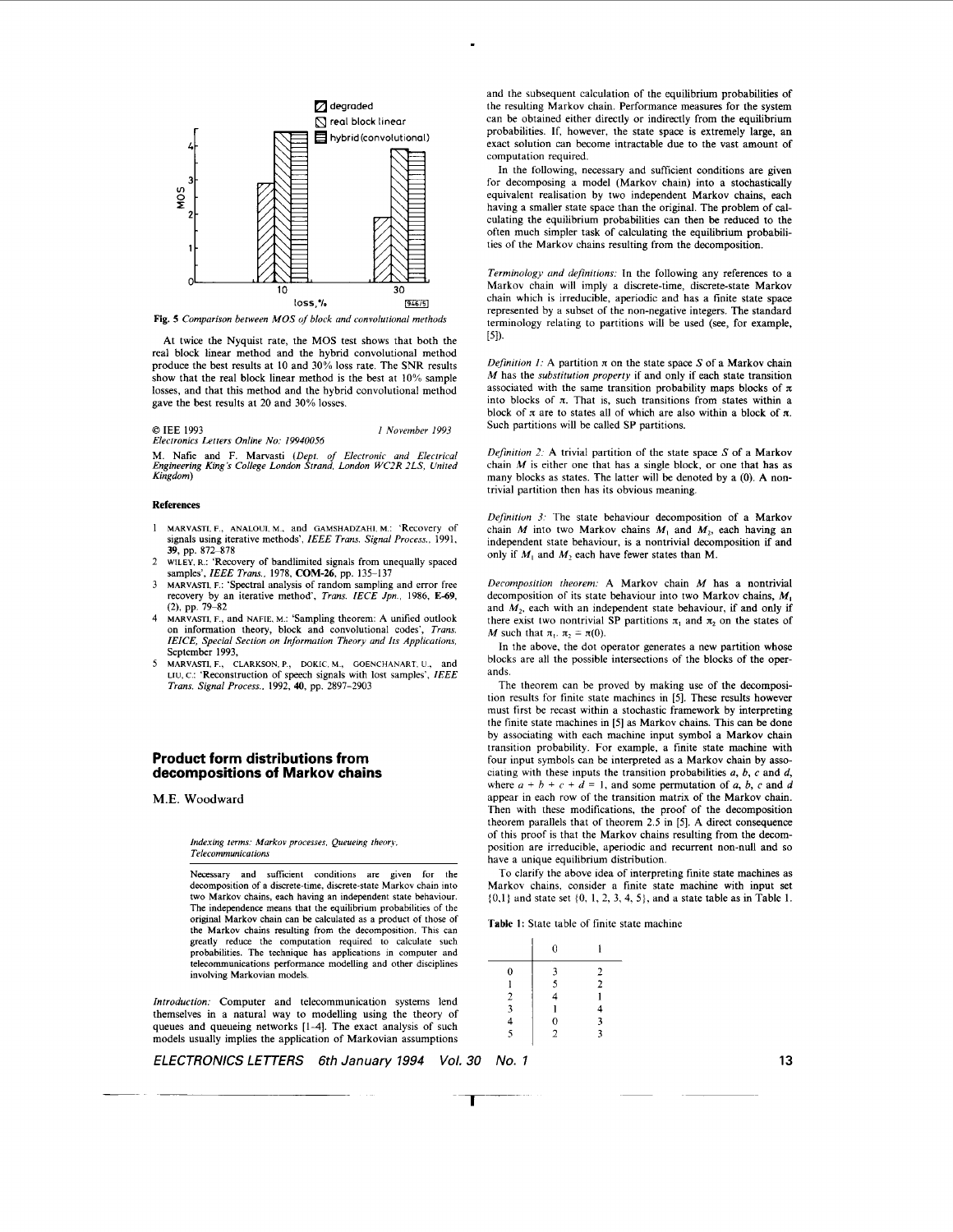degraded
real block linear
hybrid (convolutional)

MOS

0
1
2
3
4

10
30

loss, %

946/5

**Fig. 5** *Comparison between MOS of block and convolutional methods*

At twice the Nyquist rate, the MOS test shows that both the real block linear method and the hybrid convolutional method produce the best results at 10 and 30% loss rate. The SNR results show that the real block linear method is the best at 10% sample losses, and that this method and the hybrid convolutional method gave the best results at 20 and 30% losses.

© IEE 1993 — 1 November 1993

*Electronics Letters Online No: 19940056*

M. Nafie and F. Marvasti (*Dept. of Electronic and Electrical Engineering King's College London Strand, London WC2R 2LS, United Kingdom*)

### References

1. MARVASTI, F., ANALOUI, M., and GAMSHADZAHI, M.: 'Recovery of signals using iterative methods', *IEEE Trans. Signal Process.*, 1991, **39**, pp. 872–878
2. WILEY, R.: 'Recovery of bandlimited signals from unequally spaced samples', *IEEE Trans.*, 1978, **COM-26**, pp. 135–137
3. MARVASTI, F.: 'Spectral analysis of random sampling and error free recovery by an iterative method', *Trans. IECE Jpn.*, 1986, **E-69**, (2), pp. 79–82
4. MARVASTI, F., and NAFIE, M.: 'Sampling theorem: A unified outlook on information theory, block and convolutional codes', *Trans. IEICE, Special Section on Information Theory and Its Applications*, September 1993,
5. MARVASTI, F., CLARKSON, P., DOKIC, M., GOENCHANART, U., and LIU, C.: 'Reconstruction of speech signals with lost samples', *IEEE Trans. Signal Process.*, 1992, **40**, pp. 2897–2903

## Product form distributions from decompositions of Markov chains

M.E. Woodward

*Indexing terms: Markov processes, Queueing theory, Telecommunications*

Necessary and sufficient conditions are given for the decomposition of a discrete-time, discrete-state Markov chain into two Markov chains, each having an independent state behaviour. The independence means that the equilibrium probabilities of the original Markov chain can be calculated as a product of those of the Markov chains resulting from the decomposition. This can greatly reduce the computation required to calculate such probabilities. The technique has applications in computer and telecommunications performance modelling and other disciplines involving Markovian models.

*Introduction:* Computer and telecommunication systems lend themselves in a natural way to modelling using the theory of queues and queueing networks [1–4]. The exact analysis of such models usually implies the application of Markovian assumptions and the subsequent calculation of the equilibrium probabilities of the resulting Markov chain. Performance measures for the system can be obtained either directly or indirectly from the equilibrium probabilities. If, however, the state space is extremely large, an exact solution can become intractable due to the vast amount of computation required.

In the following, necessary and sufficient conditions are given for decomposing a model (Markov chain) into a stochastically equivalent realisation by two independent Markov chains, each having a smaller state space than the original. The problem of calculating the equilibrium probabilities can then be reduced to the often much simpler task of calculating the equilibrium probabilities of the Markov chains resulting from the decomposition.

*Terminology and definitions:* In the following any references to a Markov chain will imply a discrete-time, discrete-state Markov chain which is irreducible, aperiodic and has a finite state space represented by a subset of the non-negative integers. The standard terminology relating to partitions will be used (see, for example, [5]).

*Definition 1:* A partition $\pi$ on the state space $S$ of a Markov chain $M$ has the *substitution property* if and only if each state transition associated with the same transition probability maps blocks of $\pi$ into blocks of $\pi$. That is, such transitions from states within a block of $\pi$ are to states all of which are also within a block of $\pi$. Such partitions will be called SP partitions.

*Definition 2:* A trivial partition of the state space $S$ of a Markov chain $M$ is either one that has a single block, or one that has as many blocks as states. The latter will be denoted by a (0). A nontrivial partition then has its obvious meaning.

*Definition 3:* The state behaviour decomposition of a Markov chain $M$ into two Markov chains $M_1$ and $M_2$, each having an independent state behaviour, is a nontrivial decomposition if and only if $M_1$ and $M_2$ each have fewer states than M.

*Decomposition theorem:* A Markov chain $M$ has a nontrivial decomposition of its state behaviour into two Markov chains, $M_1$ and $M_2$, each with an independent state behaviour, if and only if there exist two nontrivial SP partitions $\pi_1$ and $\pi_2$ on the states of $M$ such that $\pi_1 . \pi_2 = \pi(0)$.

In the above, the dot operator generates a new partition whose blocks are all the possible intersections of the blocks of the operands.

The theorem can be proved by making use of the decomposition results for finite state machines in [5]. These results however must first be recast within a stochastic framework by interpreting the finite state machines in [5] as Markov chains. This can be done by associating with each machine input symbol a Markov chain transition probability. For example, a finite state machine with four input symbols can be interpreted as a Markov chain by associating with these inputs the transition probabilities $a$, $b$, $c$ and $d$, where $a + b + c + d = 1$, and some permutation of $a$, $b$, $c$ and $d$ appear in each row of the transition matrix of the Markov chain. Then with these modifications, the proof of the decomposition theorem parallels that of theorem 2.5 in [5]. A direct consequence of this proof is that the Markov chains resulting from the decomposition are irreducible, aperiodic and recurrent non-null and so have a unique equilibrium distribution.

To clarify the above idea of interpreting finite state machines as Markov chains, consider a finite state machine with input set {0, 1} and state set {0, 1, 2, 3, 4, 5}, and a state table as in Table 1.

**Table 1:** State table of finite state machine

| | 0 | 1 |
|---|---|---|
| 0 | 3 | 2 |
| 1 | 5 | 2 |
| 2 | 4 | 1 |
| 3 | 1 | 4 |
| 4 | 0 | 3 |
| 5 | 2 | 3 |